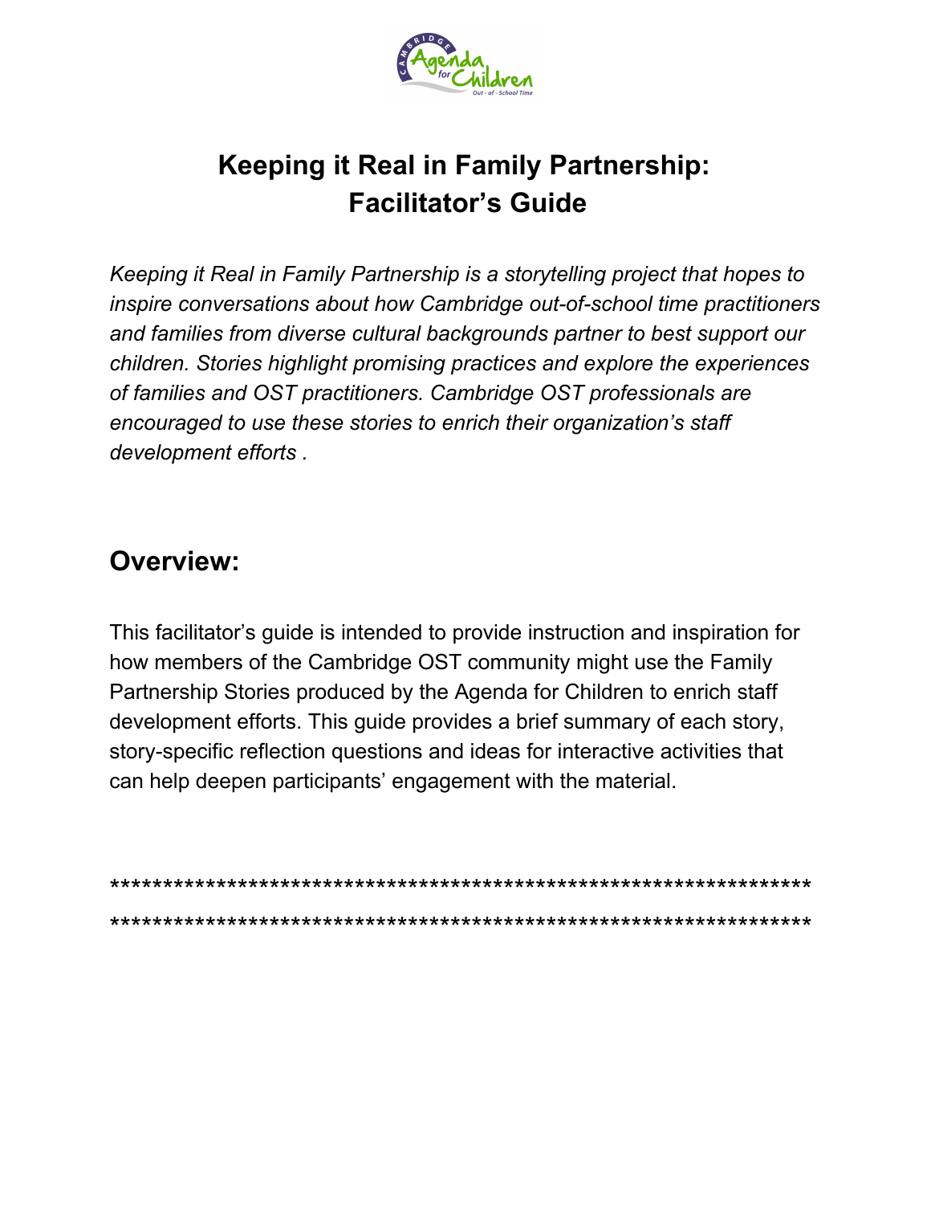# Keeping it Real in Family Partnership: Facilitator's Guide

*Keeping it Real in Family Partnership is a storytelling project that hopes to inspire conversations about how Cambridge out-of-school time practitioners and families from diverse cultural backgrounds partner to best support our children. Stories highlight promising practices and explore the experiences of families and OST practitioners. Cambridge OST professionals are encouraged to use these stories to enrich their organization's staff development efforts .*

## Overview:

This facilitator's guide is intended to provide instruction and inspiration for how members of the Cambridge OST community might use the Family Partnership Stories produced by the Agenda for Children to enrich staff development efforts. This guide provides a brief summary of each story, story-specific reflection questions and ideas for interactive activities that can help deepen participants' engagement with the material.

******************************************************************

******************************************************************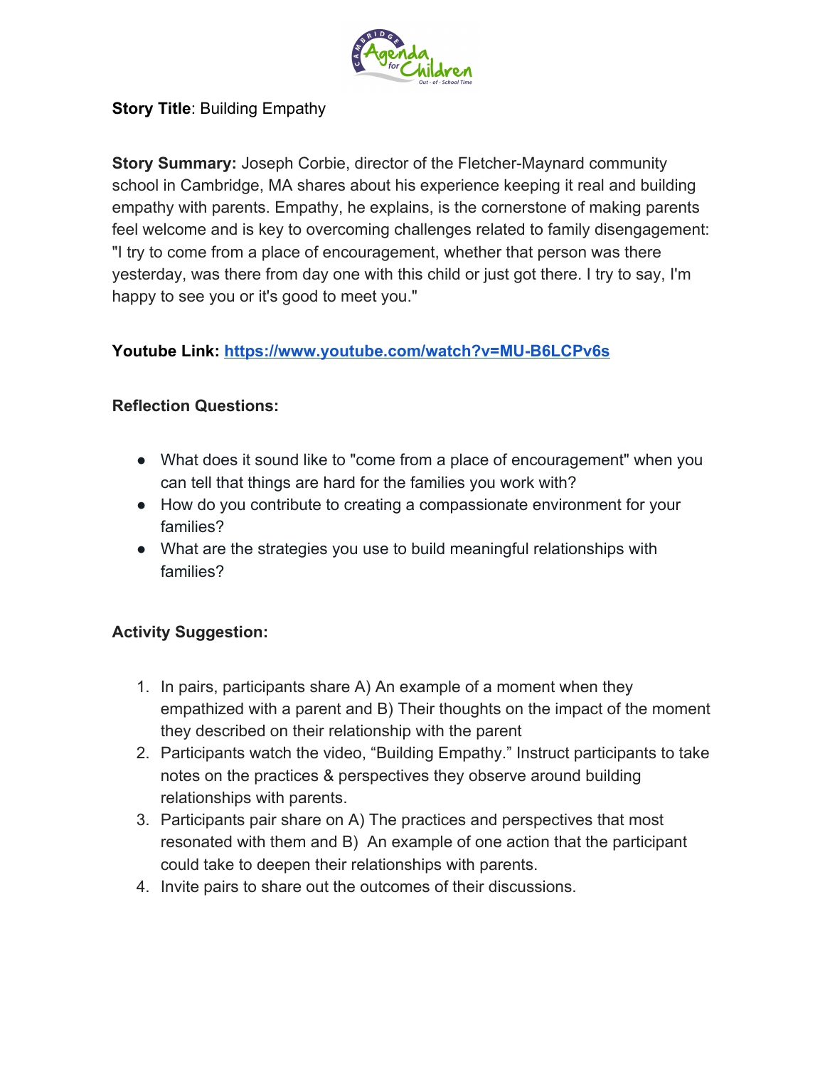**Story Title**: Building Empathy

**Story Summary:** Joseph Corbie, director of the Fletcher-Maynard community school in Cambridge, MA shares about his experience keeping it real and building empathy with parents. Empathy, he explains, is the cornerstone of making parents feel welcome and is key to overcoming challenges related to family disengagement: "I try to come from a place of encouragement, whether that person was there yesterday, was there from day one with this child or just got there. I try to say, I'm happy to see you or it's good to meet you."

**Youtube Link:** [https://www.youtube.com/watch?v=MU-B6LCPv6s](https://www.youtube.com/watch?v=MU-B6LCPv6s)

**Reflection Questions:**

- What does it sound like to "come from a place of encouragement" when you can tell that things are hard for the families you work with?
- How do you contribute to creating a compassionate environment for your families?
- What are the strategies you use to build meaningful relationships with families?

**Activity Suggestion:**

1. In pairs, participants share A) An example of a moment when they empathized with a parent and B) Their thoughts on the impact of the moment they described on their relationship with the parent
2. Participants watch the video, "Building Empathy." Instruct participants to take notes on the practices & perspectives they observe around building relationships with parents.
3. Participants pair share on A) The practices and perspectives that most resonated with them and B) An example of one action that the participant could take to deepen their relationships with parents.
4. Invite pairs to share out the outcomes of their discussions.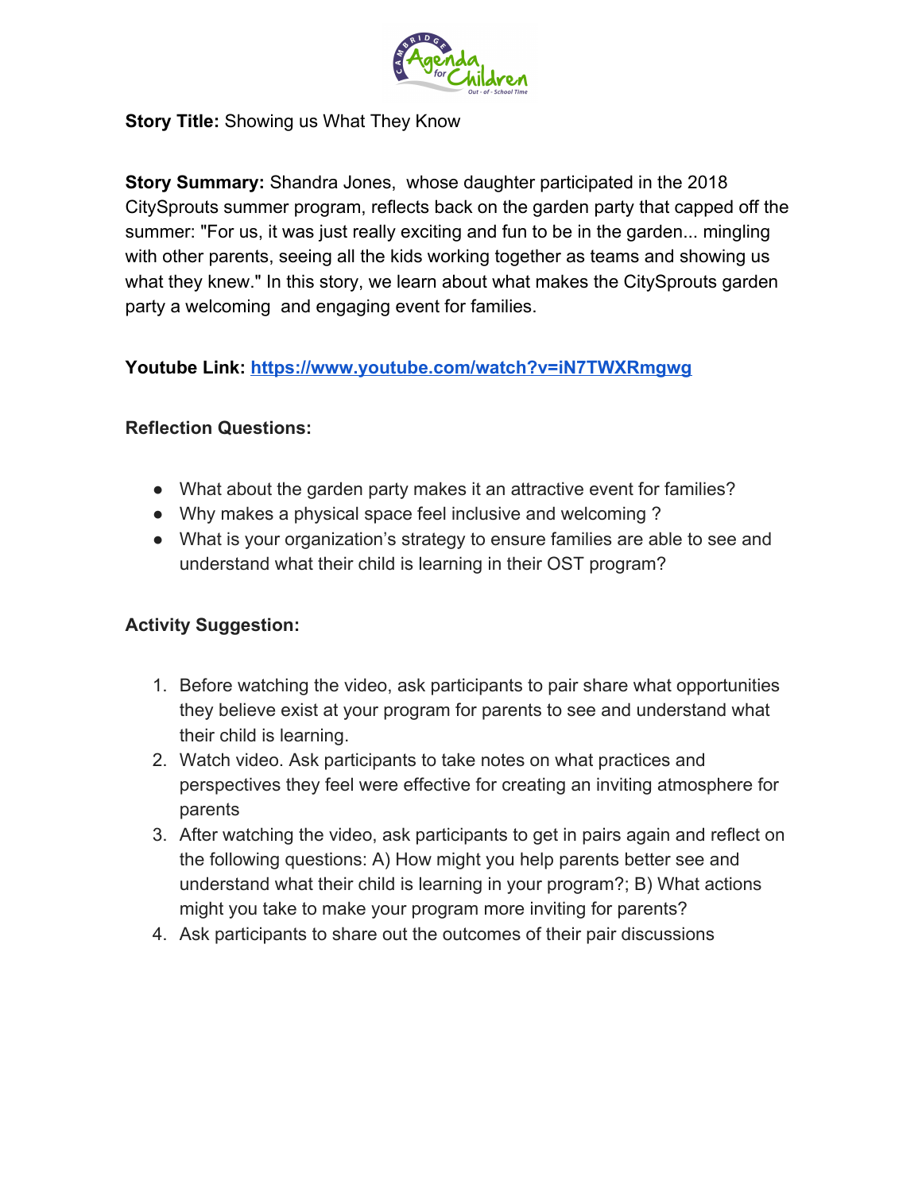**Story Title:** Showing us What They Know

**Story Summary:** Shandra Jones, whose daughter participated in the 2018 CitySprouts summer program, reflects back on the garden party that capped off the summer: "For us, it was just really exciting and fun to be in the garden... mingling with other parents, seeing all the kids working together as teams and showing us what they knew." In this story, we learn about what makes the CitySprouts garden party a welcoming and engaging event for families.

**Youtube Link:** [https://www.youtube.com/watch?v=iN7TWXRmgwg](https://www.youtube.com/watch?v=iN7TWXRmgwg)

**Reflection Questions:**

- What about the garden party makes it an attractive event for families?
- Why makes a physical space feel inclusive and welcoming ?
- What is your organization's strategy to ensure families are able to see and understand what their child is learning in their OST program?

**Activity Suggestion:**

1. Before watching the video, ask participants to pair share what opportunities they believe exist at your program for parents to see and understand what their child is learning.
2. Watch video. Ask participants to take notes on what practices and perspectives they feel were effective for creating an inviting atmosphere for parents
3. After watching the video, ask participants to get in pairs again and reflect on the following questions: A) How might you help parents better see and understand what their child is learning in your program?; B) What actions might you take to make your program more inviting for parents?
4. Ask participants to share out the outcomes of their pair discussions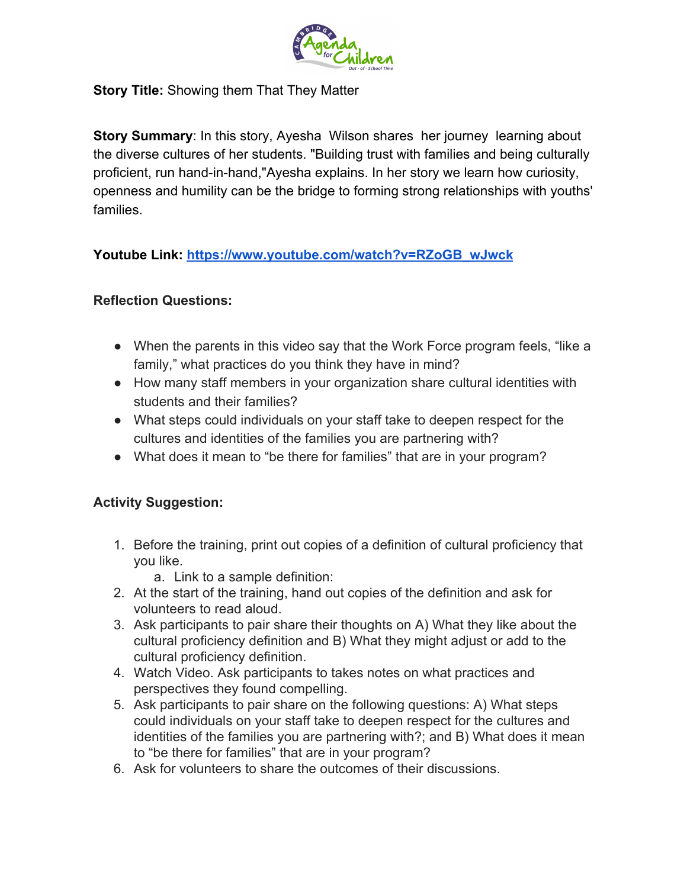**Story Title:** Showing them That They Matter

**Story Summary**: In this story, Ayesha Wilson shares her journey learning about the diverse cultures of her students. "Building trust with families and being culturally proficient, run hand-in-hand,"Ayesha explains. In her story we learn how curiosity, openness and humility can be the bridge to forming strong relationships with youths' families.

**Youtube Link:** [https://www.youtube.com/watch?v=RZoGB_wJwck](https://www.youtube.com/watch?v=RZoGB_wJwck)

**Reflection Questions:**

- When the parents in this video say that the Work Force program feels, "like a family," what practices do you think they have in mind?
- How many staff members in your organization share cultural identities with students and their families?
- What steps could individuals on your staff take to deepen respect for the cultures and identities of the families you are partnering with?
- What does it mean to "be there for families" that are in your program?

**Activity Suggestion:**

1. Before the training, print out copies of a definition of cultural proficiency that you like.
    a. Link to a sample definition:
2. At the start of the training, hand out copies of the definition and ask for volunteers to read aloud.
3. Ask participants to pair share their thoughts on A) What they like about the cultural proficiency definition and B) What they might adjust or add to the cultural proficiency definition.
4. Watch Video. Ask participants to takes notes on what practices and perspectives they found compelling.
5. Ask participants to pair share on the following questions: A) What steps could individuals on your staff take to deepen respect for the cultures and identities of the families you are partnering with?; and B) What does it mean to "be there for families" that are in your program?
6. Ask for volunteers to share the outcomes of their discussions.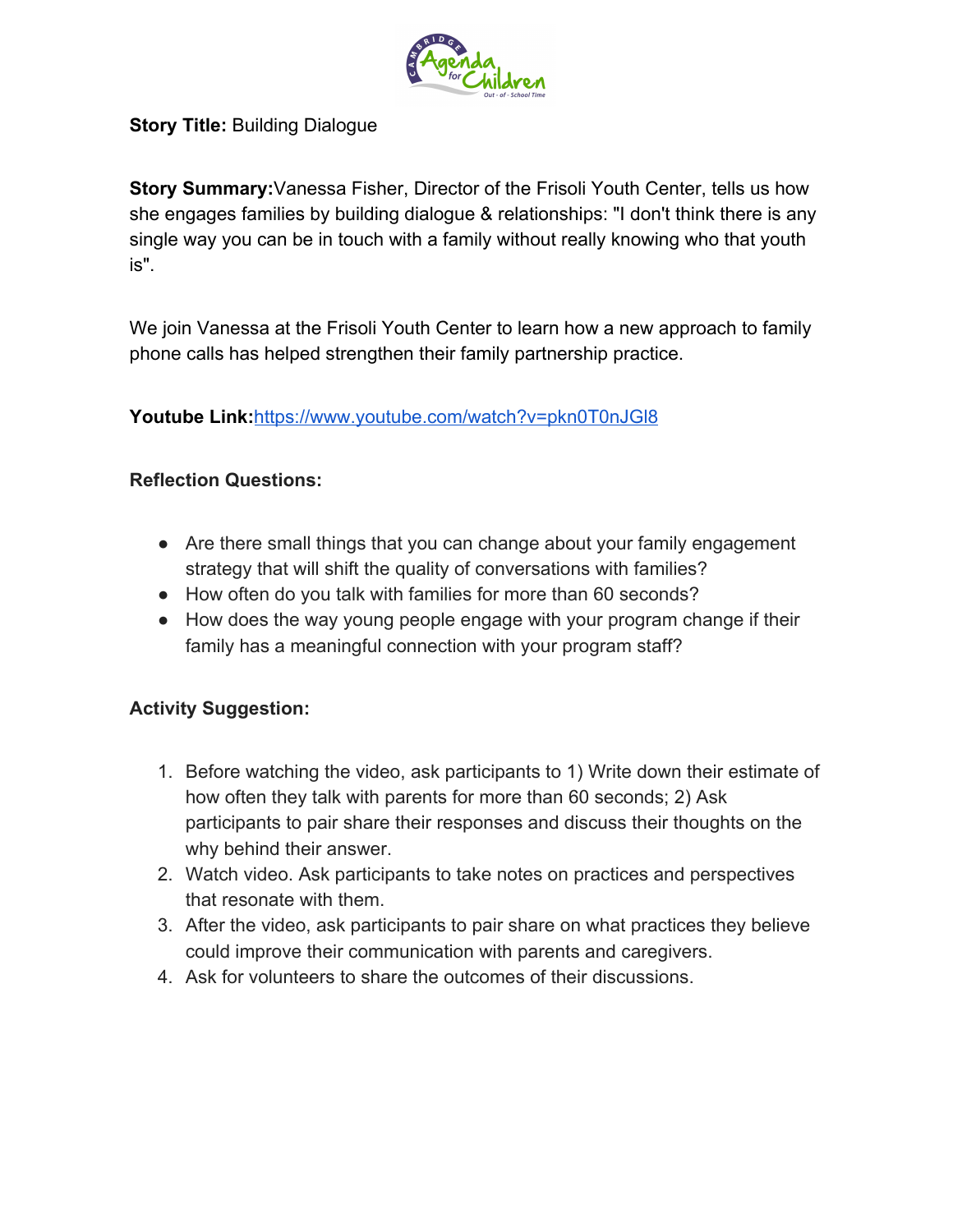**Story Title:** Building Dialogue

**Story Summary:** Vanessa Fisher, Director of the Frisoli Youth Center, tells us how she engages families by building dialogue & relationships: "I don't think there is any single way you can be in touch with a family without really knowing who that youth is".

We join Vanessa at the Frisoli Youth Center to learn how a new approach to family phone calls has helped strengthen their family partnership practice.

**Youtube Link:** https://www.youtube.com/watch?v=pkn0T0nJGl8

**Reflection Questions:**

- Are there small things that you can change about your family engagement strategy that will shift the quality of conversations with families?
- How often do you talk with families for more than 60 seconds?
- How does the way young people engage with your program change if their family has a meaningful connection with your program staff?

**Activity Suggestion:**

1. Before watching the video, ask participants to 1) Write down their estimate of how often they talk with parents for more than 60 seconds; 2) Ask participants to pair share their responses and discuss their thoughts on the why behind their answer.
2. Watch video. Ask participants to take notes on practices and perspectives that resonate with them.
3. After the video, ask participants to pair share on what practices they believe could improve their communication with parents and caregivers.
4. Ask for volunteers to share the outcomes of their discussions.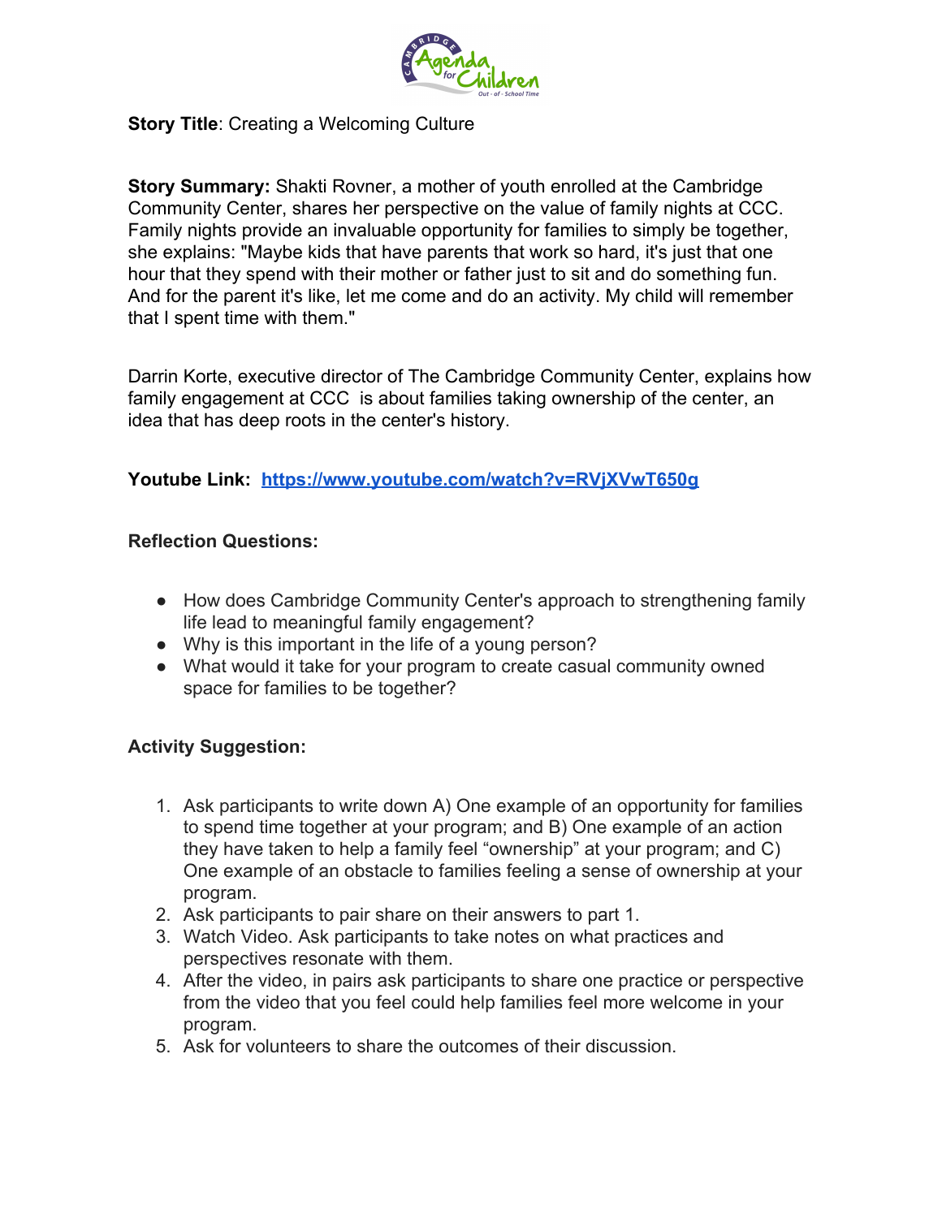**Story Title**: Creating a Welcoming Culture

**Story Summary:** Shakti Rovner, a mother of youth enrolled at the Cambridge Community Center, shares her perspective on the value of family nights at CCC. Family nights provide an invaluable opportunity for families to simply be together, she explains: "Maybe kids that have parents that work so hard, it's just that one hour that they spend with their mother or father just to sit and do something fun. And for the parent it's like, let me come and do an activity. My child will remember that I spent time with them."

Darrin Korte, executive director of The Cambridge Community Center, explains how family engagement at CCC is about families taking ownership of the center, an idea that has deep roots in the center's history.

**Youtube Link:** [https://www.youtube.com/watch?v=RVjXVwT650g](https://www.youtube.com/watch?v=RVjXVwT650g)

**Reflection Questions:**

- How does Cambridge Community Center's approach to strengthening family life lead to meaningful family engagement?
- Why is this important in the life of a young person?
- What would it take for your program to create casual community owned space for families to be together?

**Activity Suggestion:**

1. Ask participants to write down A) One example of an opportunity for families to spend time together at your program; and B) One example of an action they have taken to help a family feel "ownership" at your program; and C) One example of an obstacle to families feeling a sense of ownership at your program.
2. Ask participants to pair share on their answers to part 1.
3. Watch Video. Ask participants to take notes on what practices and perspectives resonate with them.
4. After the video, in pairs ask participants to share one practice or perspective from the video that you feel could help families feel more welcome in your program.
5. Ask for volunteers to share the outcomes of their discussion.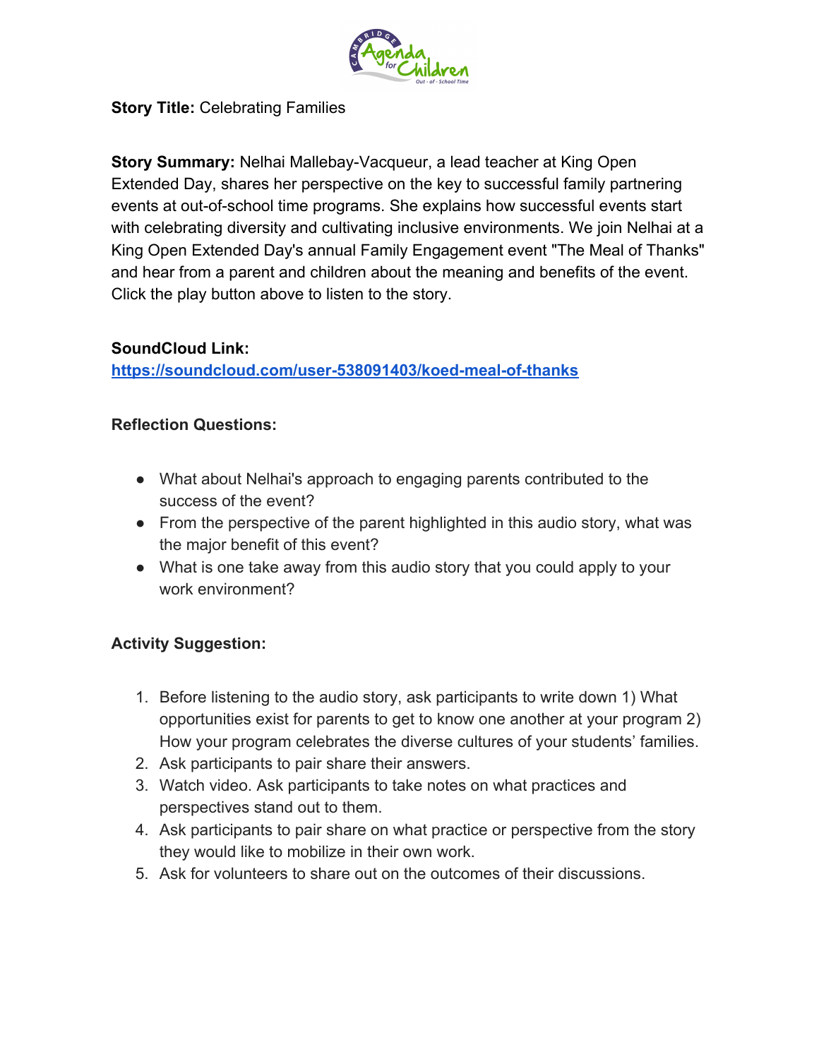**Story Title:** Celebrating Families

**Story Summary:** Nelhai Mallebay-Vacqueur, a lead teacher at King Open Extended Day, shares her perspective on the key to successful family partnering events at out-of-school time programs. She explains how successful events start with celebrating diversity and cultivating inclusive environments. We join Nelhai at a King Open Extended Day's annual Family Engagement event "The Meal of Thanks" and hear from a parent and children about the meaning and benefits of the event. Click the play button above to listen to the story.

**SoundCloud Link:**
https://soundcloud.com/user-538091403/koed-meal-of-thanks

**Reflection Questions:**

- What about Nelhai's approach to engaging parents contributed to the success of the event?
- From the perspective of the parent highlighted in this audio story, what was the major benefit of this event?
- What is one take away from this audio story that you could apply to your work environment?

**Activity Suggestion:**

1. Before listening to the audio story, ask participants to write down 1) What opportunities exist for parents to get to know one another at your program 2) How your program celebrates the diverse cultures of your students' families.
2. Ask participants to pair share their answers.
3. Watch video. Ask participants to take notes on what practices and perspectives stand out to them.
4. Ask participants to pair share on what practice or perspective from the story they would like to mobilize in their own work.
5. Ask for volunteers to share out on the outcomes of their discussions.